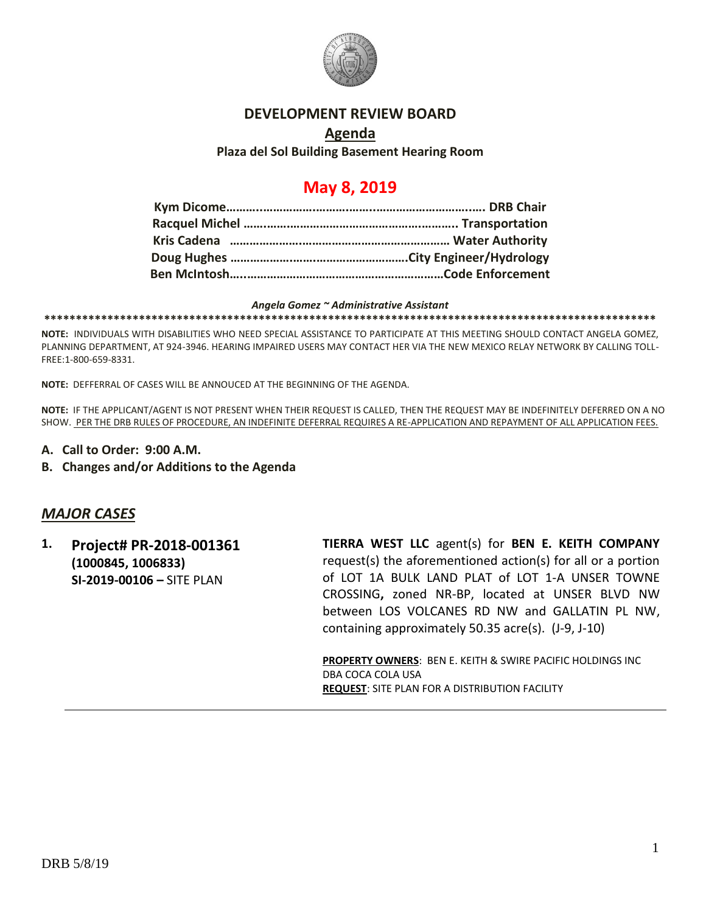# DEVELOPMENT REVIEW BOARD

## Agenda

**Plaza del Sol Building Basement Hearing Room**

## May 8, 2019

**Kym Dicome…………………………………………………………………. DRB Chair**
**Racquel Michel ……………………………………………………….. Transportation**
**Kris Cadena ………………………………………………………… Water Authority**
**Doug Hughes …………………………………………….City Engineer/Hydrology**
**Ben McIntosh…………………………………………………………Code Enforcement**

*Angela Gomez ~ Administrative Assistant*

****************************************************************************************************

**NOTE:** INDIVIDUALS WITH DISABILITIES WHO NEED SPECIAL ASSISTANCE TO PARTICIPATE AT THIS MEETING SHOULD CONTACT ANGELA GOMEZ, PLANNING DEPARTMENT, AT 924-3946. HEARING IMPAIRED USERS MAY CONTACT HER VIA THE NEW MEXICO RELAY NETWORK BY CALLING TOLL-FREE:1-800-659-8331.

**NOTE:** DEFFERRAL OF CASES WILL BE ANNOUCED AT THE BEGINNING OF THE AGENDA.

**NOTE:** IF THE APPLICANT/AGENT IS NOT PRESENT WHEN THEIR REQUEST IS CALLED, THEN THE REQUEST MAY BE INDEFINITELY DEFERRED ON A NO SHOW. PER THE DRB RULES OF PROCEDURE, AN INDEFINITE DEFERRAL REQUIRES A RE-APPLICATION AND REPAYMENT OF ALL APPLICATION FEES.

**A. Call to Order: 9:00 A.M.**

**B. Changes and/or Additions to the Agenda**

## *MAJOR CASES*

**1. Project# PR-2018-001361 (1000845, 1006833) SI-2019-00106 –** SITE PLAN

**TIERRA WEST LLC** agent(s) for **BEN E. KEITH COMPANY** request(s) the aforementioned action(s) for all or a portion of LOT 1A BULK LAND PLAT of LOT 1-A UNSER TOWNE CROSSING**,** zoned NR-BP, located at UNSER BLVD NW between LOS VOLCANES RD NW and GALLATIN PL NW, containing approximately 50.35 acre(s). (J-9, J-10)

**PROPERTY OWNERS**: BEN E. KEITH & SWIRE PACIFIC HOLDINGS INC DBA COCA COLA USA
**REQUEST**: SITE PLAN FOR A DISTRIBUTION FACILITY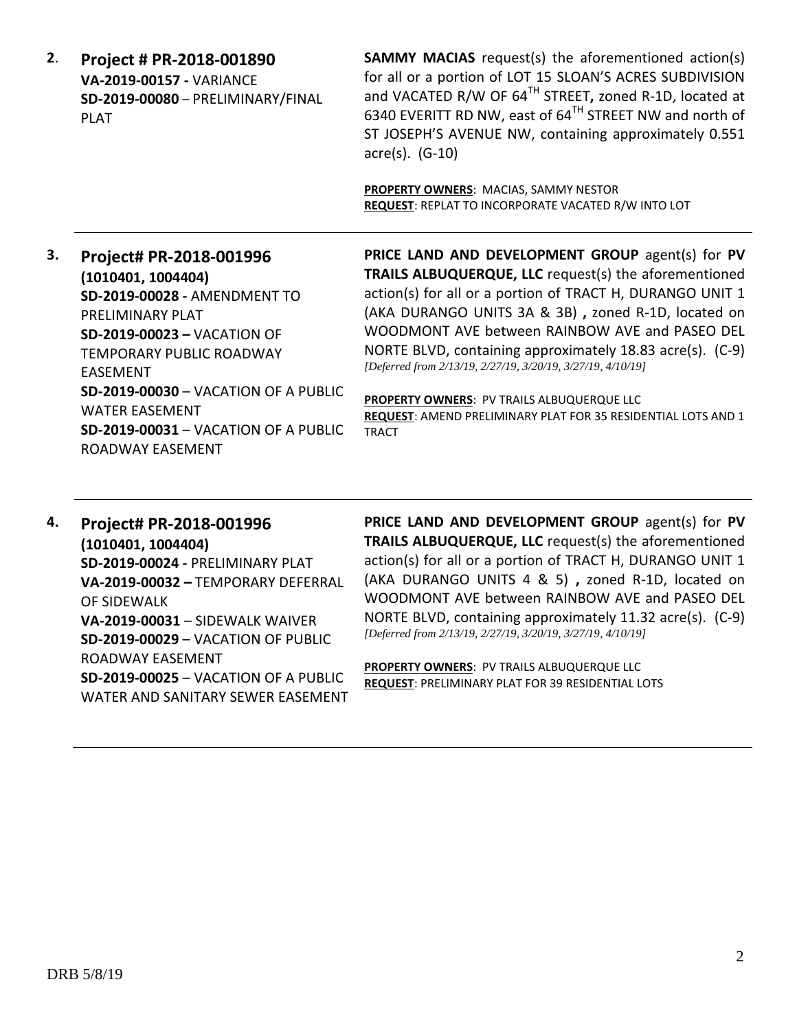**2.** **Project # PR-2018-001890**
**VA-2019-00157 -** VARIANCE
**SD-2019-00080** – PRELIMINARY/FINAL PLAT

**SAMMY MACIAS** request(s) the aforementioned action(s) for all or a portion of LOT 15 SLOAN'S ACRES SUBDIVISION and VACATED R/W OF 64TH STREET**,** zoned R-1D, located at 6340 EVERITT RD NW, east of 64TH STREET NW and north of ST JOSEPH'S AVENUE NW, containing approximately 0.551 acre(s). (G-10)

**PROPERTY OWNERS**: MACIAS, SAMMY NESTOR
**REQUEST**: REPLAT TO INCORPORATE VACATED R/W INTO LOT

---

**3.** **Project# PR-2018-001996**
**(1010401, 1004404)**
**SD-2019-00028 -** AMENDMENT TO PRELIMINARY PLAT
**SD-2019-00023 –** VACATION OF TEMPORARY PUBLIC ROADWAY EASEMENT
**SD-2019-00030** – VACATION OF A PUBLIC WATER EASEMENT
**SD-2019-00031** – VACATION OF A PUBLIC ROADWAY EASEMENT

**PRICE LAND AND DEVELOPMENT GROUP** agent(s) for **PV TRAILS ALBUQUERQUE, LLC** request(s) the aforementioned action(s) for all or a portion of TRACT H, DURANGO UNIT 1 (AKA DURANGO UNITS 3A & 3B) **,** zoned R-1D, located on WOODMONT AVE between RAINBOW AVE and PASEO DEL NORTE BLVD, containing approximately 18.83 acre(s). (C-9)
*[Deferred from 2/13/19, 2/27/19, 3/20/19, 3/27/19, 4/10/19]*

**PROPERTY OWNERS**: PV TRAILS ALBUQUERQUE LLC
**REQUEST**: AMEND PRELIMINARY PLAT FOR 35 RESIDENTIAL LOTS AND 1 TRACT

---

**4.** **Project# PR-2018-001996**
**(1010401, 1004404)**
**SD-2019-00024 -** PRELIMINARY PLAT
**VA-2019-00032 –** TEMPORARY DEFERRAL OF SIDEWALK
**VA-2019-00031** – SIDEWALK WAIVER
**SD-2019-00029** – VACATION OF PUBLIC ROADWAY EASEMENT
**SD-2019-00025** – VACATION OF A PUBLIC WATER AND SANITARY SEWER EASEMENT

**PRICE LAND AND DEVELOPMENT GROUP** agent(s) for **PV TRAILS ALBUQUERQUE, LLC** request(s) the aforementioned action(s) for all or a portion of TRACT H, DURANGO UNIT 1 (AKA DURANGO UNITS 4 & 5) **,** zoned R-1D, located on WOODMONT AVE between RAINBOW AVE and PASEO DEL NORTE BLVD, containing approximately 11.32 acre(s). (C-9)
*[Deferred from 2/13/19, 2/27/19, 3/20/19, 3/27/19, 4/10/19]*

**PROPERTY OWNERS**: PV TRAILS ALBUQUERQUE LLC
**REQUEST**: PRELIMINARY PLAT FOR 39 RESIDENTIAL LOTS

---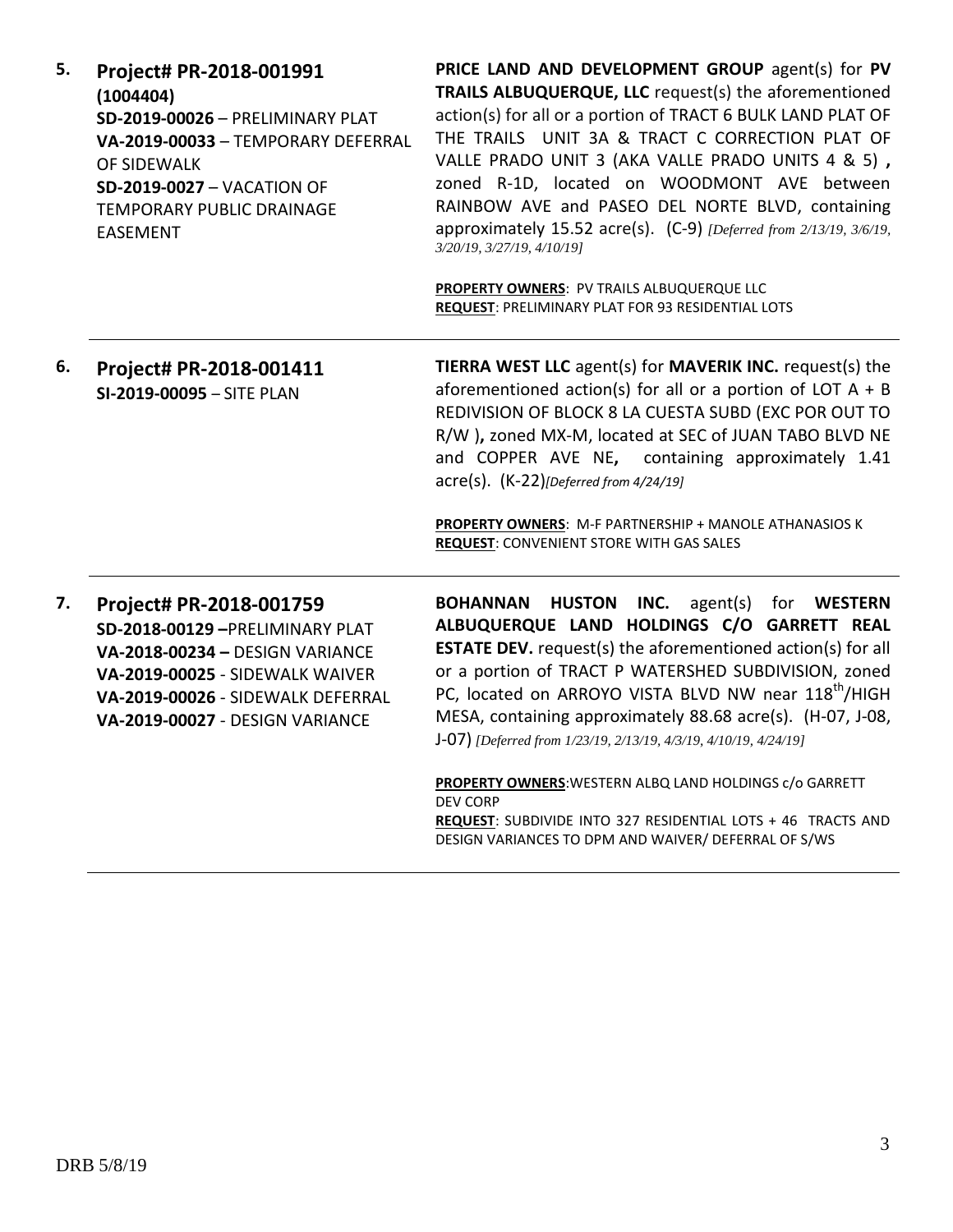5. **Project# PR-2018-001991**
**(1004404)**
**SD-2019-00026** – PRELIMINARY PLAT
**VA-2019-00033** – TEMPORARY DEFERRAL OF SIDEWALK
**SD-2019-0027** – VACATION OF TEMPORARY PUBLIC DRAINAGE EASEMENT

**PRICE LAND AND DEVELOPMENT GROUP** agent(s) for **PV TRAILS ALBUQUERQUE, LLC** request(s) the aforementioned action(s) for all or a portion of TRACT 6 BULK LAND PLAT OF THE TRAILS UNIT 3A & TRACT C CORRECTION PLAT OF VALLE PRADO UNIT 3 (AKA VALLE PRADO UNITS 4 & 5) **,** zoned R-1D, located on WOODMONT AVE between RAINBOW AVE and PASEO DEL NORTE BLVD, containing approximately 15.52 acre(s). (C-9) *[Deferred from 2/13/19, 3/6/19, 3/20/19, 3/27/19, 4/10/19]*

**PROPERTY OWNERS**: PV TRAILS ALBUQUERQUE LLC
**REQUEST**: PRELIMINARY PLAT FOR 93 RESIDENTIAL LOTS

---

6. **Project# PR-2018-001411**
**SI-2019-00095** – SITE PLAN

**TIERRA WEST LLC** agent(s) for **MAVERIK INC.** request(s) the aforementioned action(s) for all or a portion of LOT A + B REDIVISION OF BLOCK 8 LA CUESTA SUBD (EXC POR OUT TO R/W )**,** zoned MX-M, located at SEC of JUAN TABO BLVD NE and COPPER AVE NE**,** containing approximately 1.41 acre(s). (K-22)*[Deferred from 4/24/19]*

**PROPERTY OWNERS**: M-F PARTNERSHIP + MANOLE ATHANASIOS K
**REQUEST**: CONVENIENT STORE WITH GAS SALES

---

7. **Project# PR-2018-001759**
**SD-2018-00129 –**PRELIMINARY PLAT
**VA-2018-00234 –** DESIGN VARIANCE
**VA-2019-00025** - SIDEWALK WAIVER
**VA-2019-00026** - SIDEWALK DEFERRAL
**VA-2019-00027** - DESIGN VARIANCE

**BOHANNAN HUSTON INC.** agent(s) for **WESTERN ALBUQUERQUE LAND HOLDINGS C/O GARRETT REAL ESTATE DEV.** request(s) the aforementioned action(s) for all or a portion of TRACT P WATERSHED SUBDIVISION, zoned PC, located on ARROYO VISTA BLVD NW near 118th/HIGH MESA, containing approximately 88.68 acre(s). (H-07, J-08, J-07) *[Deferred from 1/23/19, 2/13/19, 4/3/19, 4/10/19, 4/24/19]*

**PROPERTY OWNERS**:WESTERN ALBQ LAND HOLDINGS c/o GARRETT DEV CORP
**REQUEST**: SUBDIVIDE INTO 327 RESIDENTIAL LOTS + 46 TRACTS AND DESIGN VARIANCES TO DPM AND WAIVER/ DEFERRAL OF S/WS

---

DRB 5/8/19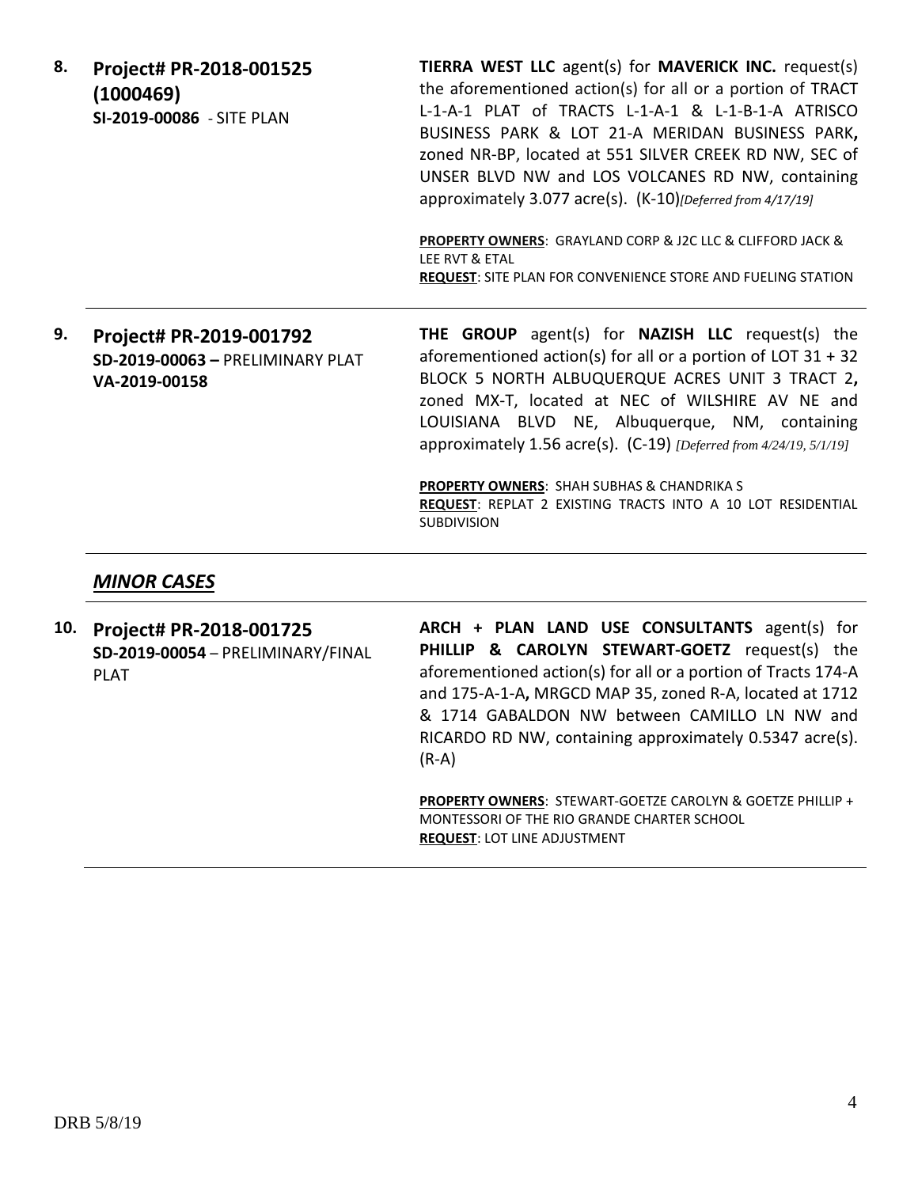8. **Project# PR-2018-001525 (1000469)**
**SI-2019-00086** - SITE PLAN

**TIERRA WEST LLC** agent(s) for **MAVERICK INC.** request(s) the aforementioned action(s) for all or a portion of TRACT L-1-A-1 PLAT of TRACTS L-1-A-1 & L-1-B-1-A ATRISCO BUSINESS PARK & LOT 21-A MERIDAN BUSINESS PARK**,** zoned NR-BP, located at 551 SILVER CREEK RD NW, SEC of UNSER BLVD NW and LOS VOLCANES RD NW, containing approximately 3.077 acre(s). (K-10)*[Deferred from 4/17/19]*

**PROPERTY OWNERS**: GRAYLAND CORP & J2C LLC & CLIFFORD JACK & LEE RVT & ETAL
**REQUEST**: SITE PLAN FOR CONVENIENCE STORE AND FUELING STATION

---

9. **Project# PR-2019-001792**
**SD-2019-00063 –** PRELIMINARY PLAT
**VA-2019-00158**

**THE GROUP** agent(s) for **NAZISH LLC** request(s) the aforementioned action(s) for all or a portion of LOT 31 + 32 BLOCK 5 NORTH ALBUQUERQUE ACRES UNIT 3 TRACT 2**,** zoned MX-T, located at NEC of WILSHIRE AV NE and LOUISIANA BLVD NE, Albuquerque, NM, containing approximately 1.56 acre(s). (C-19) *[Deferred from 4/24/19, 5/1/19]*

**PROPERTY OWNERS**: SHAH SUBHAS & CHANDRIKA S
**REQUEST**: REPLAT 2 EXISTING TRACTS INTO A 10 LOT RESIDENTIAL SUBDIVISION

---

## ***MINOR CASES***

10. **Project# PR-2018-001725**
**SD-2019-00054** – PRELIMINARY/FINAL PLAT

**ARCH + PLAN LAND USE CONSULTANTS** agent(s) for **PHILLIP & CAROLYN STEWART-GOETZ** request(s) the aforementioned action(s) for all or a portion of Tracts 174-A and 175-A-1-A**,** MRGCD MAP 35, zoned R-A, located at 1712 & 1714 GABALDON NW between CAMILLO LN NW and RICARDO RD NW, containing approximately 0.5347 acre(s). (R-A)

**PROPERTY OWNERS**: STEWART-GOETZE CAROLYN & GOETZE PHILLIP + MONTESSORI OF THE RIO GRANDE CHARTER SCHOOL
**REQUEST**: LOT LINE ADJUSTMENT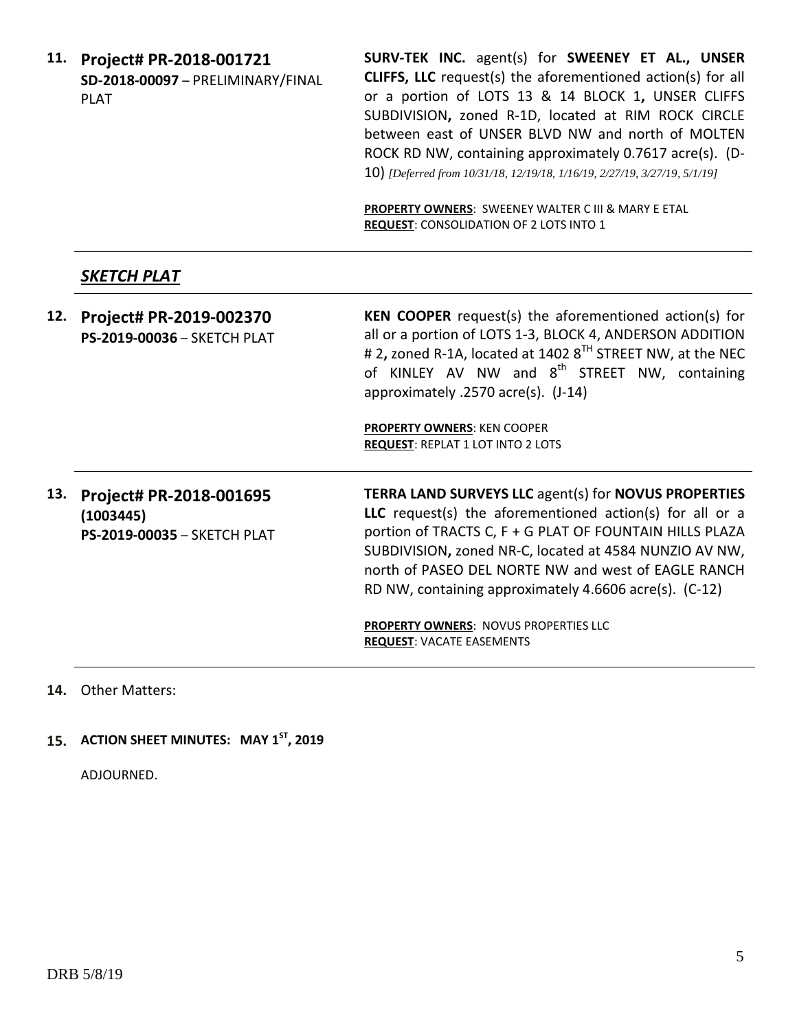**11. Project# PR-2018-001721**
**SD-2018-00097** – PRELIMINARY/FINAL PLAT

**SURV-TEK INC.** agent(s) for **SWEENEY ET AL., UNSER CLIFFS, LLC** request(s) the aforementioned action(s) for all or a portion of LOTS 13 & 14 BLOCK 1**,** UNSER CLIFFS SUBDIVISION**,** zoned R-1D, located at RIM ROCK CIRCLE between east of UNSER BLVD NW and north of MOLTEN ROCK RD NW, containing approximately 0.7617 acre(s). (D-10) *[Deferred from 10/31/18, 12/19/18, 1/16/19, 2/27/19, 3/27/19, 5/1/19]*

**PROPERTY OWNERS**: SWEENEY WALTER C III & MARY E ETAL
**REQUEST**: CONSOLIDATION OF 2 LOTS INTO 1

---

## ***SKETCH PLAT***

---

**12. Project# PR-2019-002370**
**PS-2019-00036** – SKETCH PLAT

**KEN COOPER** request(s) the aforementioned action(s) for all or a portion of LOTS 1-3, BLOCK 4, ANDERSON ADDITION # 2**,** zoned R-1A, located at 1402 8TH STREET NW, at the NEC of KINLEY AV NW and 8th STREET NW, containing approximately .2570 acre(s). (J-14)

**PROPERTY OWNERS**: KEN COOPER
**REQUEST**: REPLAT 1 LOT INTO 2 LOTS

---

**13. Project# PR-2018-001695 (1003445)**
**PS-2019-00035** – SKETCH PLAT

**TERRA LAND SURVEYS LLC** agent(s) for **NOVUS PROPERTIES LLC** request(s) the aforementioned action(s) for all or a portion of TRACTS C, F + G PLAT OF FOUNTAIN HILLS PLAZA SUBDIVISION**,** zoned NR-C, located at 4584 NUNZIO AV NW, north of PASEO DEL NORTE NW and west of EAGLE RANCH RD NW, containing approximately 4.6606 acre(s). (C-12)

**PROPERTY OWNERS**: NOVUS PROPERTIES LLC
**REQUEST**: VACATE EASEMENTS

---

**14.** Other Matters:

**15. ACTION SHEET MINUTES: MAY 1ST, 2019**

ADJOURNED.

DRB 5/8/19